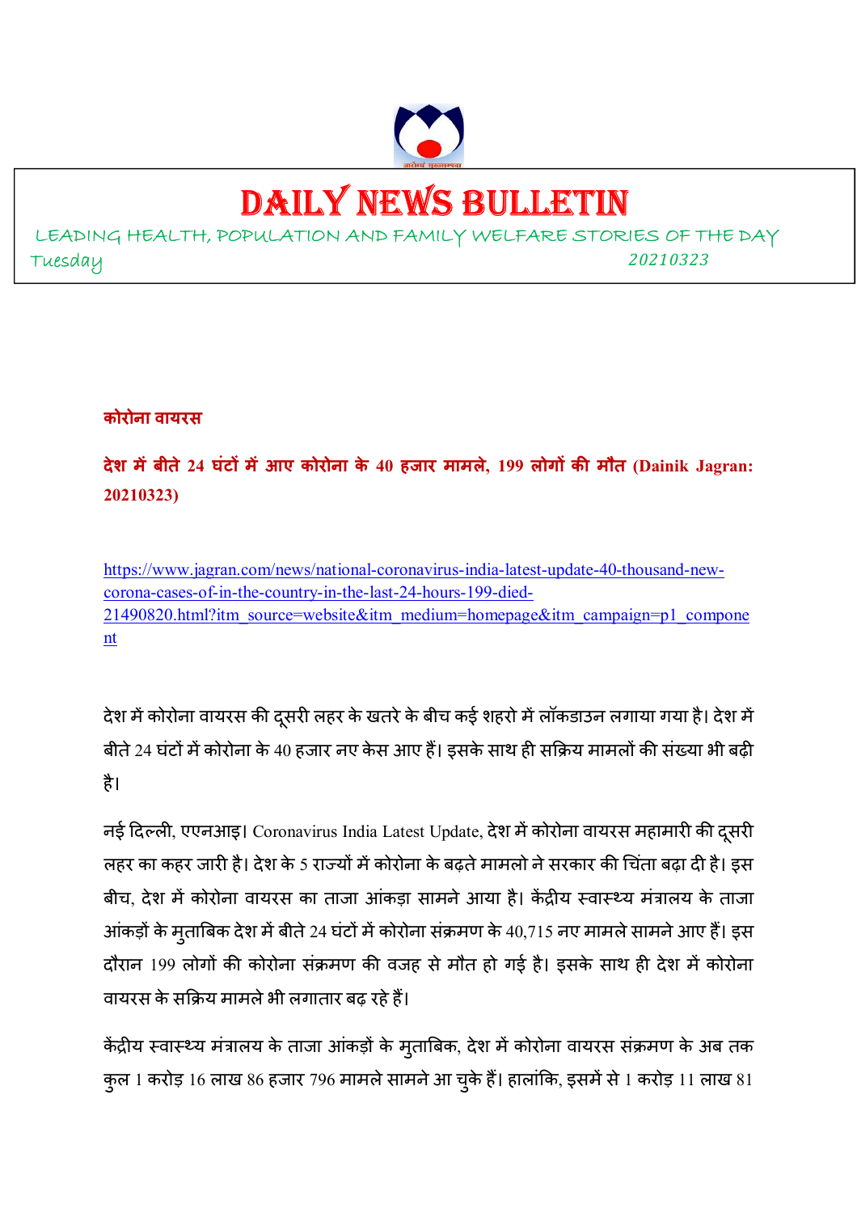# DAILY NEWS BULLETIN

LEADING HEALTH, POPULATION AND FAMILY WELFARE STORIES OF THE DAY

Tuesday 20210323

## कोरोना वायरस

### देश में बीते 24 घंटों में आए कोरोना के 40 हजार मामले, 199 लोगों की मौत (Dainik Jagran: 20210323)

https://www.jagran.com/news/national-coronavirus-india-latest-update-40-thousand-new-corona-cases-of-in-the-country-in-the-last-24-hours-199-died-21490820.html?itm_source=website&itm_medium=homepage&itm_campaign=p1_component

देश में कोरोना वायरस की दूसरी लहर के खतरे के बीच कई शहरो में लॉकडाउन लगाया गया है। देश में बीते 24 घंटों में कोरोना के 40 हजार नए केस आए हैं। इसके साथ ही सक्रिय मामलों की संख्या भी बढ़ी है।

नई दिल्ली, एएनआइ। Coronavirus India Latest Update, देश में कोरोना वायरस महामारी की दूसरी लहर का कहर जारी है। देश के 5 राज्यों में कोरोना के बढ़ते मामलो ने सरकार की चिंता बढ़ा दी है। इस बीच, देश में कोरोना वायरस का ताजा आंकड़ा सामने आया है। केंद्रीय स्वास्थ्य मंत्रालय के ताजा आंकड़ों के मुताबिक देश में बीते 24 घंटों में कोरोना संक्रमण के 40,715 नए मामले सामने आए हैं। इस दौरान 199 लोगों की कोरोना संक्रमण की वजह से मौत हो गई है। इसके साथ ही देश में कोरोना वायरस के सक्रिय मामले भी लगातार बढ़ रहे हैं।

केंद्रीय स्वास्थ्य मंत्रालय के ताजा आंकड़ों के मुताबिक, देश में कोरोना वायरस संक्रमण के अब तक कुल 1 करोड़ 16 लाख 86 हजार 796 मामले सामने आ चुके हैं। हालांकि, इसमें से 1 करोड़ 11 लाख 81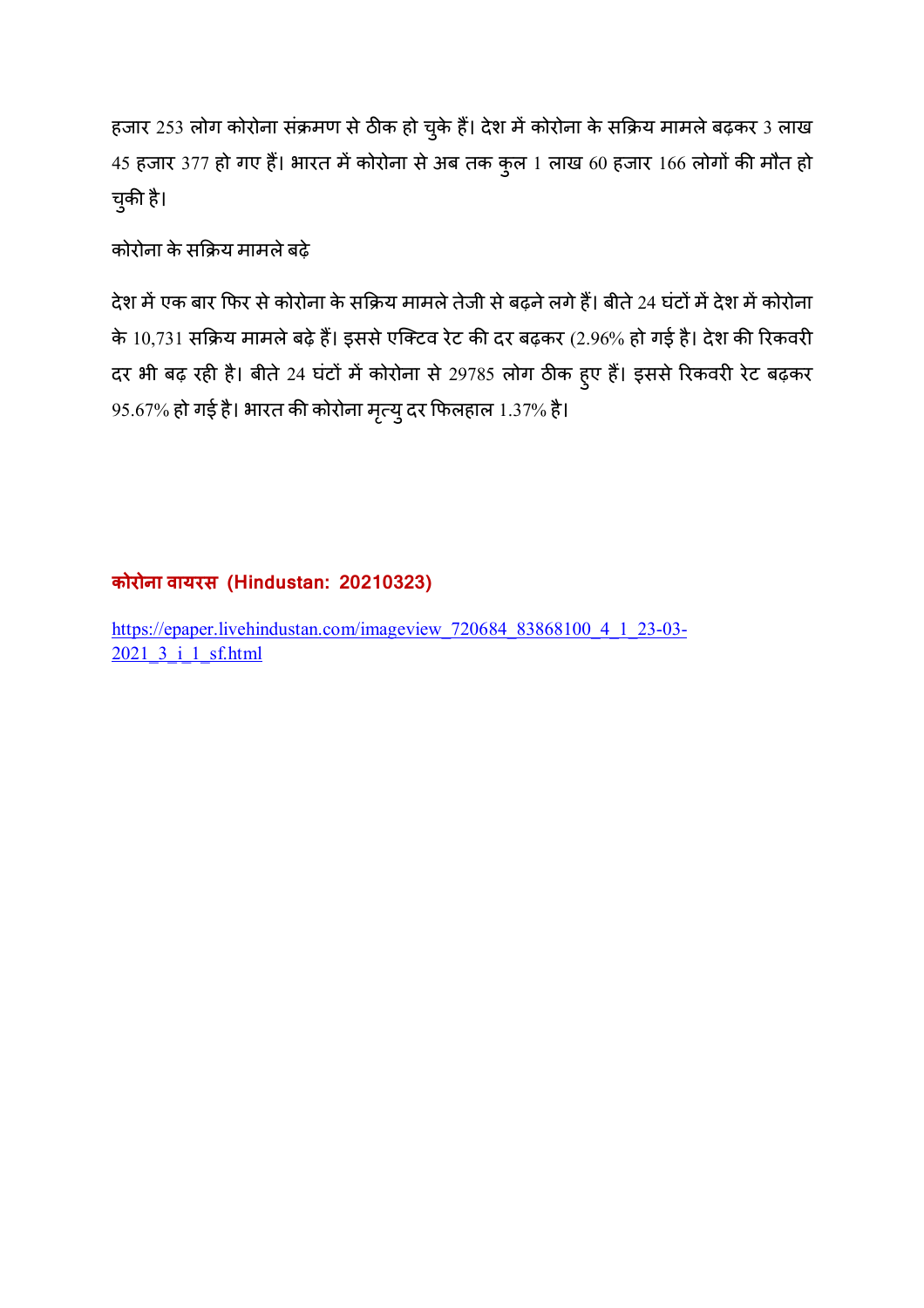हजार 253 लोग कोरोना संक्रमण से ठीक हो चुके हैं। देश में कोरोना के सक्रिय मामले बढ़कर 3 लाख 45 हजार 377 हो गए हैं। भारत में कोरोना से अब तक कुल 1 लाख 60 हजार 166 लोगों की मौत हो चुकी है।

कोरोना के सक्रिय मामले बढ़े

देश में एक बार फिर से कोरोना के सक्रिय मामले तेजी से बढ़ने लगे हैं। बीते 24 घंटों में देश में कोरोना के 10,731 सक्रिय मामले बढ़े हैं। इससे एक्टिव रेट की दर बढ़कर (2.96% हो गई है। देश की रिकवरी दर भी बढ़ रही है। बीते 24 घंटों में कोरोना से 29785 लोग ठीक हुए हैं। इससे रिकवरी रेट बढ़कर 95.67% हो गई है। भारत की कोरोना मृत्यु दर फिलहाल 1.37% है।

## कोरोना वायरस (Hindustan: 20210323)

https://epaper.livehindustan.com/imageview_720684_83868100_4_1_23-03-2021_3_i_1_sf.html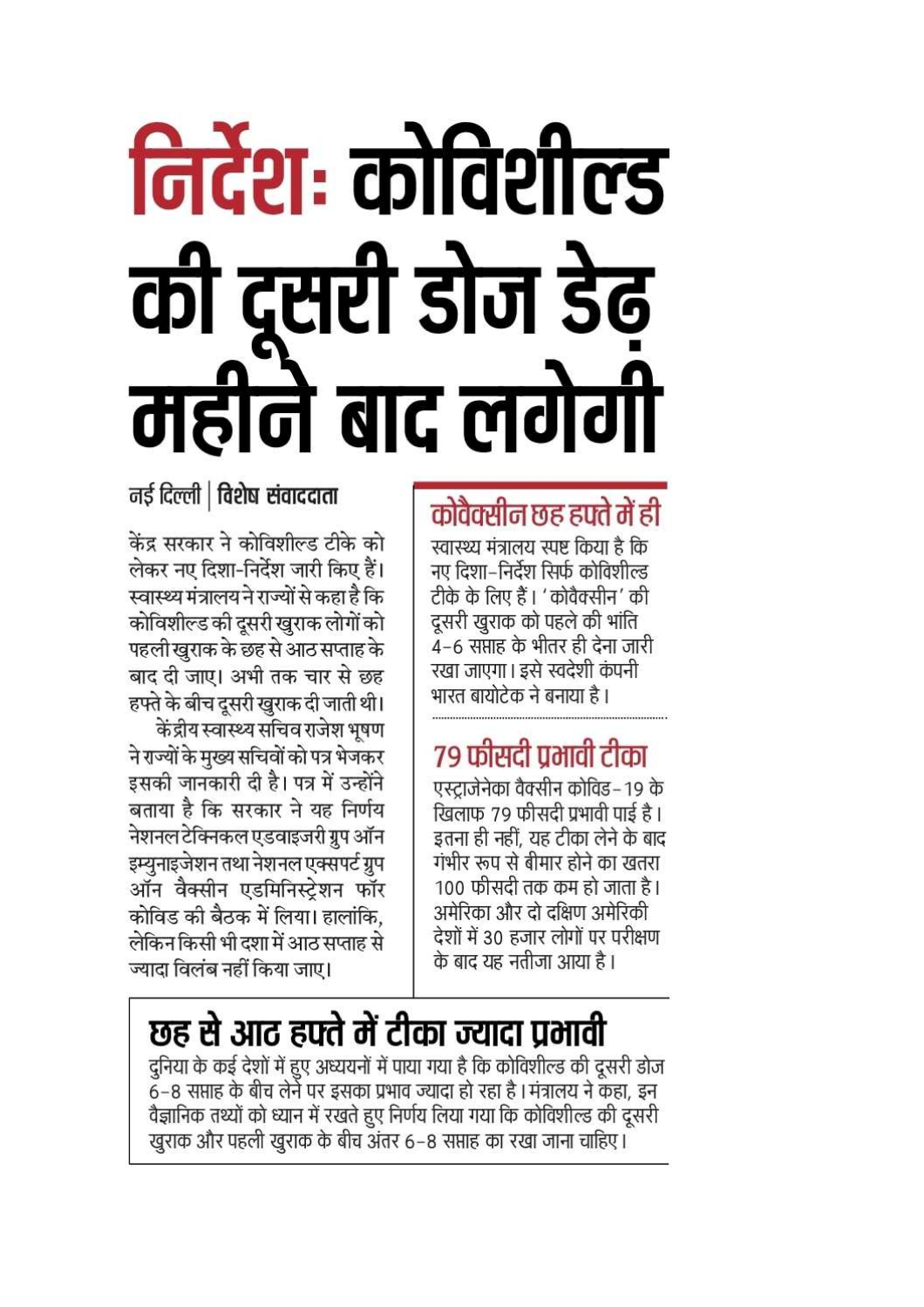# निर्देशः कोविशील्ड की दूसरी डोज डेढ़ महीने बाद लगेगी

नई दिल्ली | **विशेष संवाददाता**

केंद्र सरकार ने कोविशील्ड टीके को लेकर नए दिशा-निर्देश जारी किए हैं। स्वास्थ्य मंत्रालय ने राज्यों से कहा है कि कोविशील्ड की दूसरी खुराक लोगों को पहली खुराक के छह से आठ सप्ताह के बाद दी जाए। अभी तक चार से छह हफ्ते के बीच दूसरी खुराक दी जाती थी।

केंद्रीय स्वास्थ्य सचिव राजेश भूषण ने राज्यों के मुख्य सचिवों को पत्र भेजकर इसकी जानकारी दी है। पत्र में उन्होंने बताया है कि सरकार ने यह निर्णय नेशनल टेक्निकल एडवाइजरी ग्रुप ऑन इम्युनाइजेशन तथा नेशनल एक्सपर्ट ग्रुप ऑन वैक्सीन एडमिनिस्ट्रेशन फॉर कोविड की बैठक में लिया। हालांकि, लेकिन किसी भी दशा में आठ सप्ताह से ज्यादा विलंब नहीं किया जाए।

## कोवैक्सीन छह हफ्ते में ही

स्वास्थ्य मंत्रालय स्पष्ट किया है कि नए दिशा-निर्देश सिर्फ कोविशील्ड टीके के लिए हैं। 'कोवैक्सीन' की दूसरी खुराक को पहले की भांति 4-6 सप्ताह के भीतर ही देना जारी रखा जाएगा। इसे स्वदेशी कंपनी भारत बायोटेक ने बनाया है।

## 79 फीसदी प्रभावी टीका

एस्ट्राजेनेका वैक्सीन कोविड-19 के खिलाफ 79 फीसदी प्रभावी पाई है। इतना ही नहीं, यह टीका लेने के बाद गंभीर रूप से बीमार होने का खतरा 100 फीसदी तक कम हो जाता है। अमेरिका और दो दक्षिण अमेरिकी देशों में 30 हजार लोगों पर परीक्षण के बाद यह नतीजा आया है।

## छह से आठ हफ्ते में टीका ज्यादा प्रभावी

दुनिया के कई देशों में हुए अध्ययनों में पाया गया है कि कोविशील्ड की दूसरी डोज 6-8 सप्ताह के बीच लेने पर इसका प्रभाव ज्यादा हो रहा है। मंत्रालय ने कहा, इन वैज्ञानिक तथ्यों को ध्यान में रखते हुए निर्णय लिया गया कि कोविशील्ड की दूसरी खुराक और पहली खुराक के बीच अंतर 6-8 सप्ताह का रखा जाना चाहिए।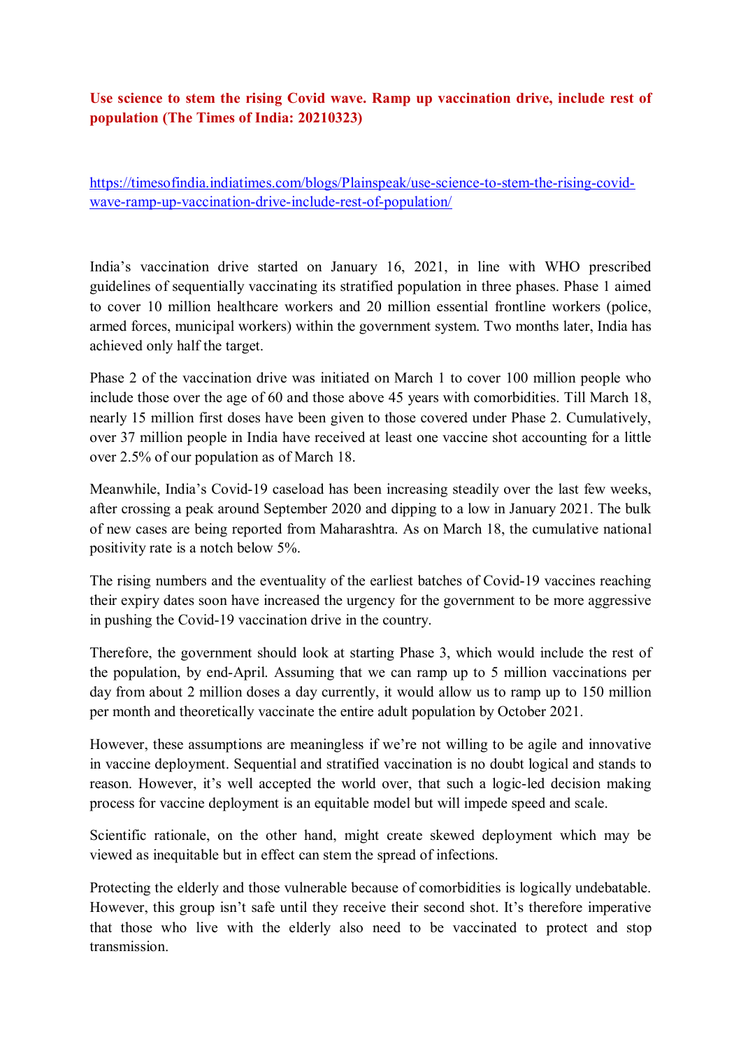**Use science to stem the rising Covid wave. Ramp up vaccination drive, include rest of population (The Times of India: 20210323)**

https://timesofindia.indiatimes.com/blogs/Plainspeak/use-science-to-stem-the-rising-covid-wave-ramp-up-vaccination-drive-include-rest-of-population/

India's vaccination drive started on January 16, 2021, in line with WHO prescribed guidelines of sequentially vaccinating its stratified population in three phases. Phase 1 aimed to cover 10 million healthcare workers and 20 million essential frontline workers (police, armed forces, municipal workers) within the government system. Two months later, India has achieved only half the target.

Phase 2 of the vaccination drive was initiated on March 1 to cover 100 million people who include those over the age of 60 and those above 45 years with comorbidities. Till March 18, nearly 15 million first doses have been given to those covered under Phase 2. Cumulatively, over 37 million people in India have received at least one vaccine shot accounting for a little over 2.5% of our population as of March 18.

Meanwhile, India's Covid-19 caseload has been increasing steadily over the last few weeks, after crossing a peak around September 2020 and dipping to a low in January 2021. The bulk of new cases are being reported from Maharashtra. As on March 18, the cumulative national positivity rate is a notch below 5%.

The rising numbers and the eventuality of the earliest batches of Covid-19 vaccines reaching their expiry dates soon have increased the urgency for the government to be more aggressive in pushing the Covid-19 vaccination drive in the country.

Therefore, the government should look at starting Phase 3, which would include the rest of the population, by end-April. Assuming that we can ramp up to 5 million vaccinations per day from about 2 million doses a day currently, it would allow us to ramp up to 150 million per month and theoretically vaccinate the entire adult population by October 2021.

However, these assumptions are meaningless if we're not willing to be agile and innovative in vaccine deployment. Sequential and stratified vaccination is no doubt logical and stands to reason. However, it's well accepted the world over, that such a logic-led decision making process for vaccine deployment is an equitable model but will impede speed and scale.

Scientific rationale, on the other hand, might create skewed deployment which may be viewed as inequitable but in effect can stem the spread of infections.

Protecting the elderly and those vulnerable because of comorbidities is logically undebatable. However, this group isn't safe until they receive their second shot. It's therefore imperative that those who live with the elderly also need to be vaccinated to protect and stop transmission.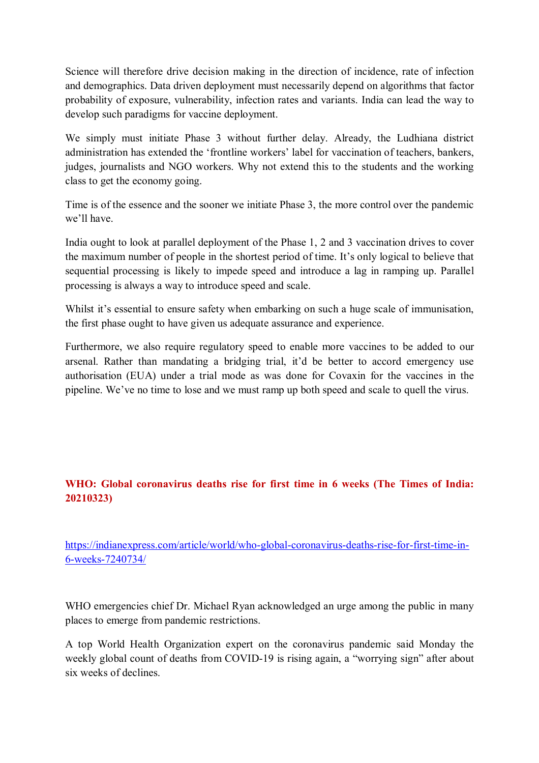Science will therefore drive decision making in the direction of incidence, rate of infection and demographics. Data driven deployment must necessarily depend on algorithms that factor probability of exposure, vulnerability, infection rates and variants. India can lead the way to develop such paradigms for vaccine deployment.

We simply must initiate Phase 3 without further delay. Already, the Ludhiana district administration has extended the 'frontline workers' label for vaccination of teachers, bankers, judges, journalists and NGO workers. Why not extend this to the students and the working class to get the economy going.

Time is of the essence and the sooner we initiate Phase 3, the more control over the pandemic we'll have.

India ought to look at parallel deployment of the Phase 1, 2 and 3 vaccination drives to cover the maximum number of people in the shortest period of time. It's only logical to believe that sequential processing is likely to impede speed and introduce a lag in ramping up. Parallel processing is always a way to introduce speed and scale.

Whilst it's essential to ensure safety when embarking on such a huge scale of immunisation, the first phase ought to have given us adequate assurance and experience.

Furthermore, we also require regulatory speed to enable more vaccines to be added to our arsenal. Rather than mandating a bridging trial, it'd be better to accord emergency use authorisation (EUA) under a trial mode as was done for Covaxin for the vaccines in the pipeline. We've no time to lose and we must ramp up both speed and scale to quell the virus.

**WHO: Global coronavirus deaths rise for first time in 6 weeks (The Times of India: 20210323)**

https://indianexpress.com/article/world/who-global-coronavirus-deaths-rise-for-first-time-in-6-weeks-7240734/

WHO emergencies chief Dr. Michael Ryan acknowledged an urge among the public in many places to emerge from pandemic restrictions.

A top World Health Organization expert on the coronavirus pandemic said Monday the weekly global count of deaths from COVID-19 is rising again, a "worrying sign" after about six weeks of declines.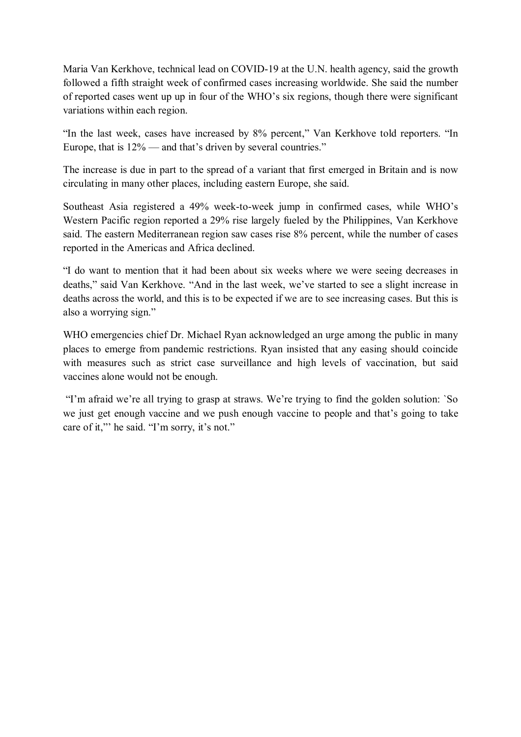Maria Van Kerkhove, technical lead on COVID-19 at the U.N. health agency, said the growth followed a fifth straight week of confirmed cases increasing worldwide. She said the number of reported cases went up up in four of the WHO's six regions, though there were significant variations within each region.

"In the last week, cases have increased by 8% percent," Van Kerkhove told reporters. "In Europe, that is 12% — and that's driven by several countries."

The increase is due in part to the spread of a variant that first emerged in Britain and is now circulating in many other places, including eastern Europe, she said.

Southeast Asia registered a 49% week-to-week jump in confirmed cases, while WHO's Western Pacific region reported a 29% rise largely fueled by the Philippines, Van Kerkhove said. The eastern Mediterranean region saw cases rise 8% percent, while the number of cases reported in the Americas and Africa declined.

"I do want to mention that it had been about six weeks where we were seeing decreases in deaths," said Van Kerkhove. "And in the last week, we've started to see a slight increase in deaths across the world, and this is to be expected if we are to see increasing cases. But this is also a worrying sign."

WHO emergencies chief Dr. Michael Ryan acknowledged an urge among the public in many places to emerge from pandemic restrictions. Ryan insisted that any easing should coincide with measures such as strict case surveillance and high levels of vaccination, but said vaccines alone would not be enough.

"I'm afraid we're all trying to grasp at straws. We're trying to find the golden solution: `So we just get enough vaccine and we push enough vaccine to people and that's going to take care of it,"' he said. "I'm sorry, it's not."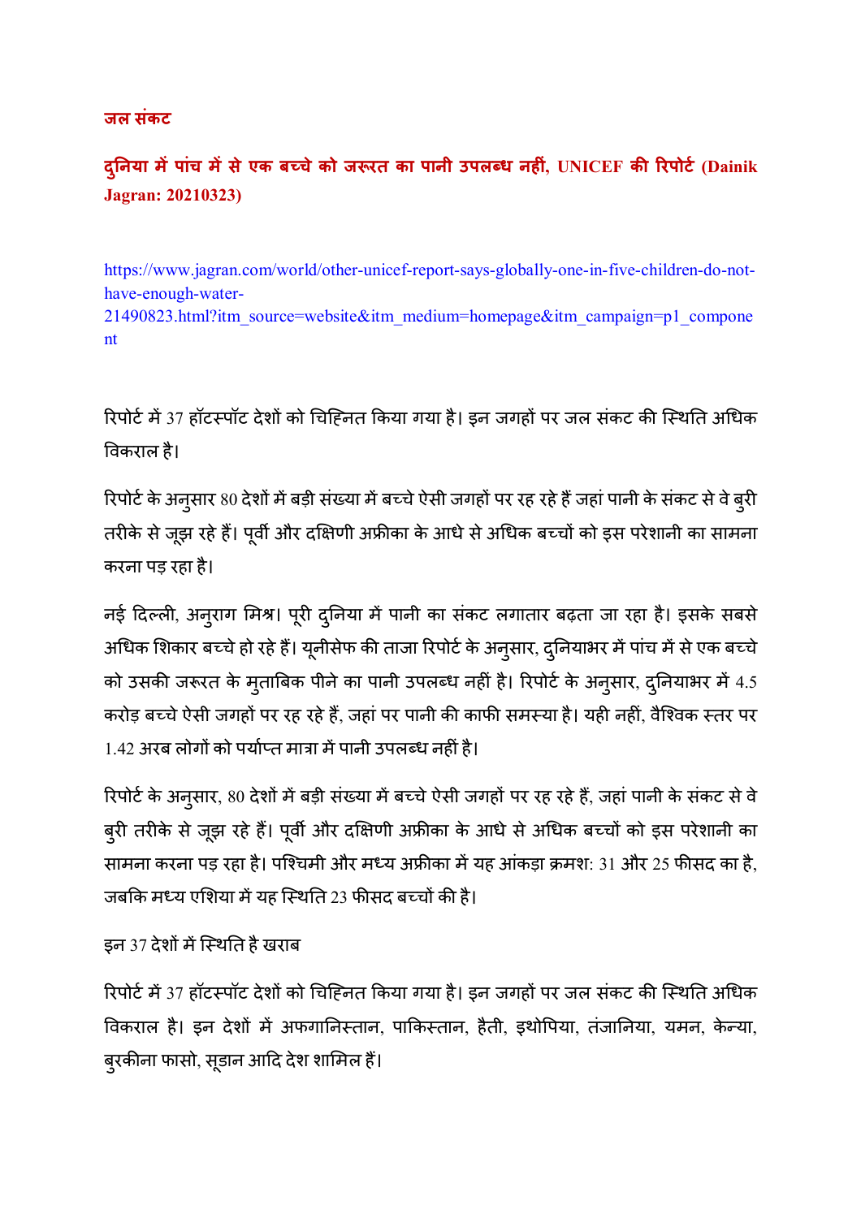## जल संकट

### दुनिया में पांच में से एक बच्चे को जरूरत का पानी उपलब्ध नहीं, UNICEF की रिपोर्ट (Dainik Jagran: 20210323)

https://www.jagran.com/world/other-unicef-report-says-globally-one-in-five-children-do-not-have-enough-water-21490823.html?itm_source=website&itm_medium=homepage&itm_campaign=p1_component

रिपोर्ट में 37 हॉटस्पॉट देशों को चिह्नित किया गया है। इन जगहों पर जल संकट की स्थिति अधिक विकराल है।

रिपोर्ट के अनुसार 80 देशों में बड़ी संख्या में बच्चे ऐसी जगहों पर रह रहे हैं जहां पानी के संकट से वे बुरी तरीके से जूझ रहे हैं। पूर्वी और दक्षिणी अफ्रीका के आधे से अधिक बच्चों को इस परेशानी का सामना करना पड़ रहा है।

नई दिल्ली, अनुराग मिश्र। पूरी दुनिया में पानी का संकट लगातार बढ़ता जा रहा है। इसके सबसे अधिक शिकार बच्चे हो रहे हैं। यूनीसेफ की ताजा रिपोर्ट के अनुसार, दुनियाभर में पांच में से एक बच्चे को उसकी जरूरत के मुताबिक पीने का पानी उपलब्ध नहीं है। रिपोर्ट के अनुसार, दुनियाभर में 4.5 करोड़ बच्चे ऐसी जगहों पर रह रहे हैं, जहां पर पानी की काफी समस्या है। यही नहीं, वैश्विक स्तर पर 1.42 अरब लोगों को पर्याप्त मात्रा में पानी उपलब्ध नहीं है।

रिपोर्ट के अनुसार, 80 देशों में बड़ी संख्या में बच्चे ऐसी जगहों पर रह रहे हैं, जहां पानी के संकट से वे बुरी तरीके से जूझ रहे हैं। पूर्वी और दक्षिणी अफ्रीका के आधे से अधिक बच्चों को इस परेशानी का सामना करना पड़ रहा है। पश्चिमी और मध्य अफ्रीका में यह आंकड़ा क्रमश: 31 और 25 फीसद का है, जबकि मध्य एशिया में यह स्थिति 23 फीसद बच्चों की है।

इन 37 देशों में स्थिति है खराब

रिपोर्ट में 37 हॉटस्पॉट देशों को चिह्नित किया गया है। इन जगहों पर जल संकट की स्थिति अधिक विकराल है। इन देशों में अफगानिस्तान, पाकिस्तान, हैती, इथोपिया, तंजानिया, यमन, केन्या, बुरकीना फासो, सूडान आदि देश शामिल हैं।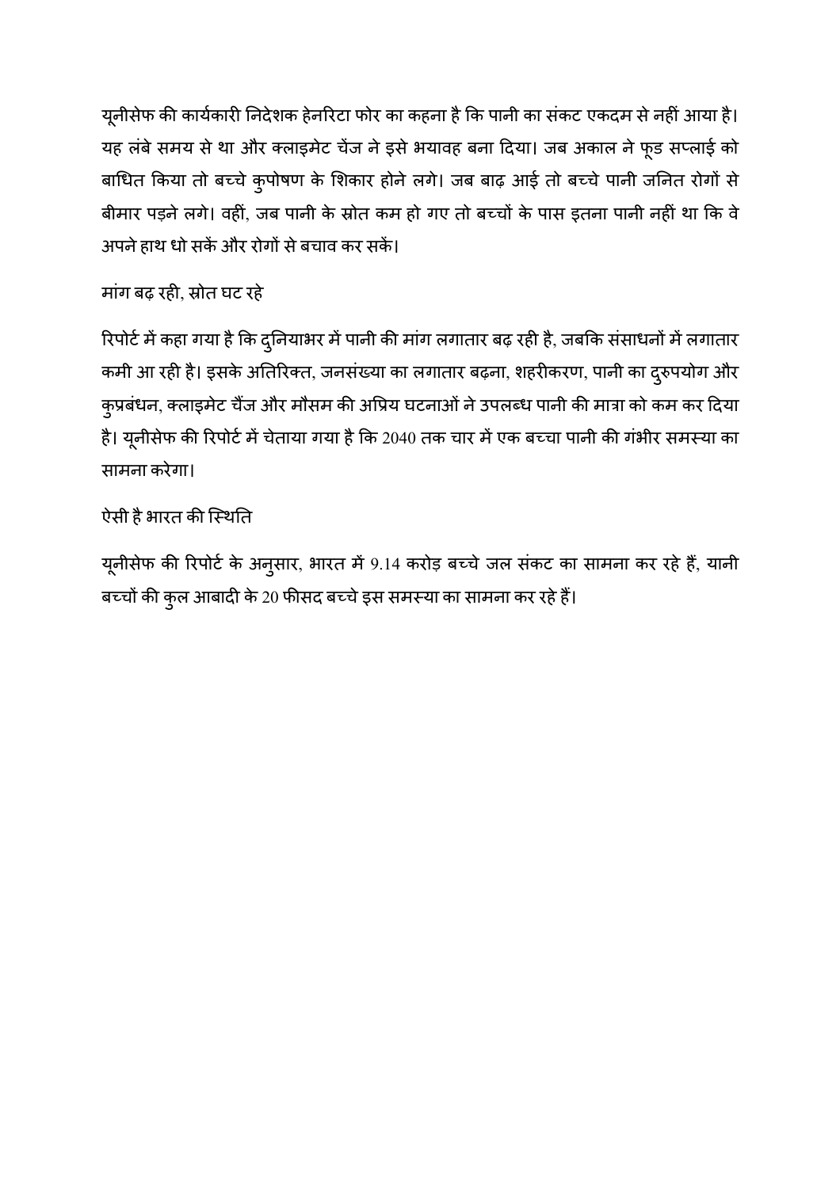यूनीसेफ की कार्यकारी निदेशक हेनरिटा फोर का कहना है कि पानी का संकट एकदम से नहीं आया है। यह लंबे समय से था और क्लाइमेट चेंज ने इसे भयावह बना दिया। जब अकाल ने फूड सप्लाई को बाधित किया तो बच्चे कुपोषण के शिकार होने लगे। जब बाढ़ आई तो बच्चे पानी जनित रोगों से बीमार पड़ने लगे। वहीं, जब पानी के स्रोत कम हो गए तो बच्चों के पास इतना पानी नहीं था कि वे अपने हाथ धो सकें और रोगों से बचाव कर सकें।

## मांग बढ़ रही, स्रोत घट रहे

रिपोर्ट में कहा गया है कि दुनियाभर में पानी की मांग लगातार बढ़ रही है, जबकि संसाधनों में लगातार कमी आ रही है। इसके अतिरिक्त, जनसंख्या का लगातार बढ़ना, शहरीकरण, पानी का दुरुपयोग और कुप्रबंधन, क्लाइमेट चैंज और मौसम की अप्रिय घटनाओं ने उपलब्ध पानी की मात्रा को कम कर दिया है। यूनीसेफ की रिपोर्ट में चेताया गया है कि 2040 तक चार में एक बच्चा पानी की गंभीर समस्या का सामना करेगा।

## ऐसी है भारत की स्थिति

यूनीसेफ की रिपोर्ट के अनुसार, भारत में 9.14 करोड़ बच्चे जल संकट का सामना कर रहे हैं, यानी बच्चों की कुल आबादी के 20 फीसद बच्चे इस समस्या का सामना कर रहे हैं।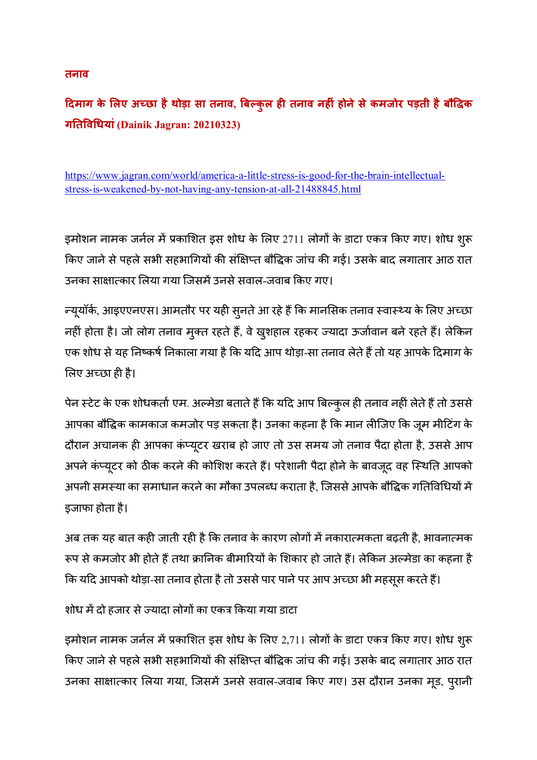**तनाव**

## दिमाग के लिए अच्छा है थोड़ा सा तनाव, बिल्कुल ही तनाव नहीं होने से कमजोर पड़ती है बौद्धिक गतिविधियां (Dainik Jagran: 20210323)

https://www.jagran.com/world/america-a-little-stress-is-good-for-the-brain-intellectual-stress-is-weakened-by-not-having-any-tension-at-all-21488845.html

इमोशन नामक जर्नल में प्रकाशित इस शोध के लिए 2711 लोगों के डाटा एकत्र किए गए। शोध शुरू किए जाने से पहले सभी सहभागियों की संक्षिप्त बौद्धिक जांच की गई। उसके बाद लगातार आठ रात उनका साक्षात्कार लिया गया जिसमें उनसे सवाल-जवाब किए गए।

न्यूयॉर्क, आइएएनएस। आमतौर पर यही सुनते आ रहे हैं कि मानसिक तनाव स्वास्थ्य के लिए अच्छा नहीं होता है। जो लोग तनाव मुक्त रहते हैं, वे खुशहाल रहकर ज्यादा ऊर्जावान बने रहते हैं। लेकिन एक शोध से यह निष्कर्ष निकाला गया है कि यदि आप थोड़ा-सा तनाव लेते हैं तो यह आपके दिमाग के लिए अच्छा ही है।

पेन स्टेट के एक शोधकर्ता एम. अल्मेडा बताते हैं कि यदि आप बिल्कुल ही तनाव नहीं लेते हैं तो उससे आपका बौद्धिक कामकाज कमजोर पड़ सकता है। उनका कहना है कि मान लीजिए कि जूम मीटिंग के दौरान अचानक ही आपका कंप्यूटर खराब हो जाए तो उस समय जो तनाव पैदा होता है, उससे आप अपने कंप्यूटर को ठीक करने की कोशिश करते हैं। परेशानी पैदा होने के बावजूद वह स्थिति आपको अपनी समस्या का समाधान करने का मौका उपलब्ध कराता है, जिससे आपके बौद्धिक गतिविधियों में इजाफा होता है।

अब तक यह बात कही जाती रही है कि तनाव के कारण लोगों में नकारात्मकता बढ़ती है, भावनात्मक रूप से कमजोर भी होते हैं तथा क्रानिक बीमारियों के शिकार हो जाते हैं। लेकिन अल्मेडा का कहना है कि यदि आपको थोड़ा-सा तनाव होता है तो उससे पार पाने पर आप अच्छा भी महसूस करते हैं।

शोध में दो हजार से ज्यादा लोगों का एकत्र किया गया डाटा

इमोशन नामक जर्नल में प्रकाशित इस शोध के लिए 2,711 लोगों के डाटा एकत्र किए गए। शोध शुरू किए जाने से पहले सभी सहभागियों की संक्षिप्त बौद्धिक जांच की गई। उसके बाद लगातार आठ रात उनका साक्षात्कार लिया गया, जिसमें उनसे सवाल-जवाब किए गए। उस दौरान उनका मूड, पुरानी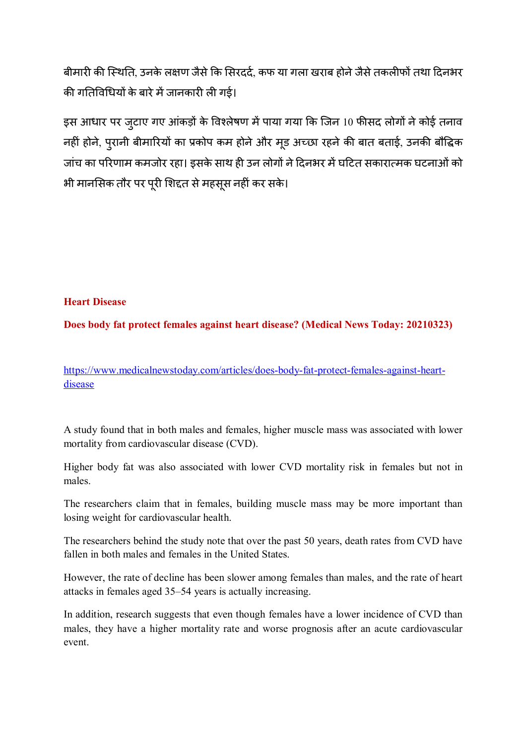बीमारी की स्थिति, उनके लक्षण जैसे कि सिरदर्द, कफ या गला खराब होने जैसे तकलीफों तथा दिनभर की गतिविधियों के बारे में जानकारी ली गई।

इस आधार पर जुटाए गए आंकड़ों के विश्लेषण में पाया गया कि जिन 10 फीसद लोगों ने कोई तनाव नहीं होने, पुरानी बीमारियों का प्रकोप कम होने और मूड अच्छा रहने की बात बताई, उनकी बौद्धिक जांच का परिणाम कमजोर रहा। इसके साथ ही उन लोगों ने दिनभर में घटित सकारात्मक घटनाओं को भी मानसिक तौर पर पूरी शिद्दत से महसूस नहीं कर सके।

**Heart Disease**

**Does body fat protect females against heart disease? (Medical News Today: 20210323)**

https://www.medicalnewstoday.com/articles/does-body-fat-protect-females-against-heart-disease

A study found that in both males and females, higher muscle mass was associated with lower mortality from cardiovascular disease (CVD).

Higher body fat was also associated with lower CVD mortality risk in females but not in males.

The researchers claim that in females, building muscle mass may be more important than losing weight for cardiovascular health.

The researchers behind the study note that over the past 50 years, death rates from CVD have fallen in both males and females in the United States.

However, the rate of decline has been slower among females than males, and the rate of heart attacks in females aged 35–54 years is actually increasing.

In addition, research suggests that even though females have a lower incidence of CVD than males, they have a higher mortality rate and worse prognosis after an acute cardiovascular event.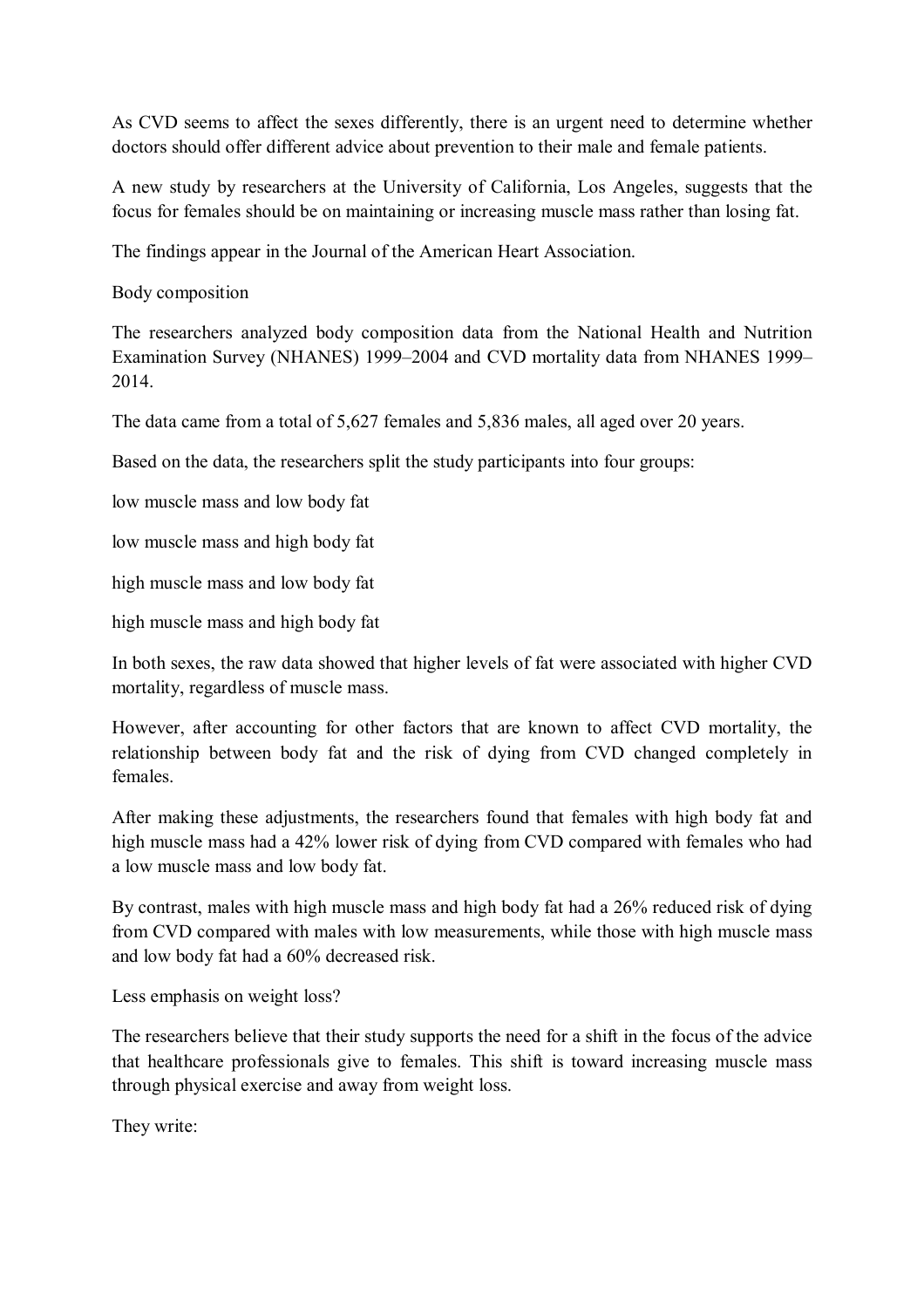As CVD seems to affect the sexes differently, there is an urgent need to determine whether doctors should offer different advice about prevention to their male and female patients.

A new study by researchers at the University of California, Los Angeles, suggests that the focus for females should be on maintaining or increasing muscle mass rather than losing fat.

The findings appear in the Journal of the American Heart Association.

## Body composition

The researchers analyzed body composition data from the National Health and Nutrition Examination Survey (NHANES) 1999–2004 and CVD mortality data from NHANES 1999–2014.

The data came from a total of 5,627 females and 5,836 males, all aged over 20 years.

Based on the data, the researchers split the study participants into four groups:

- low muscle mass and low body fat
- low muscle mass and high body fat
- high muscle mass and low body fat
- high muscle mass and high body fat

In both sexes, the raw data showed that higher levels of fat were associated with higher CVD mortality, regardless of muscle mass.

However, after accounting for other factors that are known to affect CVD mortality, the relationship between body fat and the risk of dying from CVD changed completely in females.

After making these adjustments, the researchers found that females with high body fat and high muscle mass had a 42% lower risk of dying from CVD compared with females who had a low muscle mass and low body fat.

By contrast, males with high muscle mass and high body fat had a 26% reduced risk of dying from CVD compared with males with low measurements, while those with high muscle mass and low body fat had a 60% decreased risk.

## Less emphasis on weight loss?

The researchers believe that their study supports the need for a shift in the focus of the advice that healthcare professionals give to females. This shift is toward increasing muscle mass through physical exercise and away from weight loss.

They write: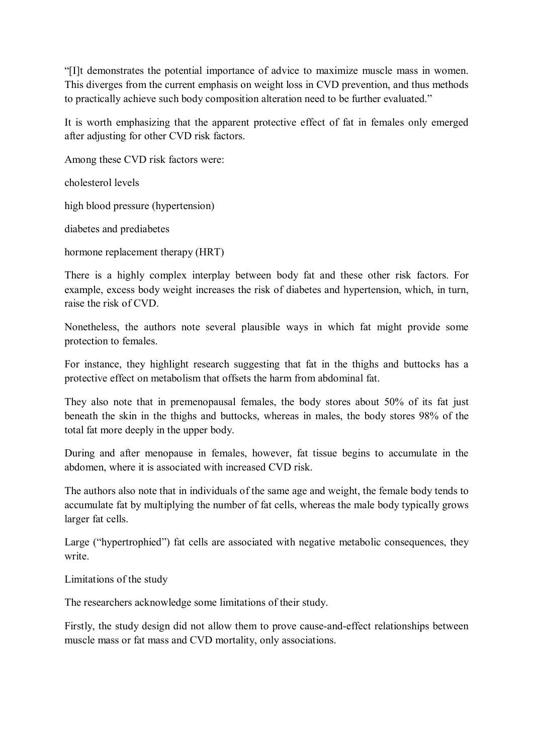"[I]t demonstrates the potential importance of advice to maximize muscle mass in women. This diverges from the current emphasis on weight loss in CVD prevention, and thus methods to practically achieve such body composition alteration need to be further evaluated."

It is worth emphasizing that the apparent protective effect of fat in females only emerged after adjusting for other CVD risk factors.

Among these CVD risk factors were:

cholesterol levels

high blood pressure (hypertension)

diabetes and prediabetes

hormone replacement therapy (HRT)

There is a highly complex interplay between body fat and these other risk factors. For example, excess body weight increases the risk of diabetes and hypertension, which, in turn, raise the risk of CVD.

Nonetheless, the authors note several plausible ways in which fat might provide some protection to females.

For instance, they highlight research suggesting that fat in the thighs and buttocks has a protective effect on metabolism that offsets the harm from abdominal fat.

They also note that in premenopausal females, the body stores about 50% of its fat just beneath the skin in the thighs and buttocks, whereas in males, the body stores 98% of the total fat more deeply in the upper body.

During and after menopause in females, however, fat tissue begins to accumulate in the abdomen, where it is associated with increased CVD risk.

The authors also note that in individuals of the same age and weight, the female body tends to accumulate fat by multiplying the number of fat cells, whereas the male body typically grows larger fat cells.

Large ("hypertrophied") fat cells are associated with negative metabolic consequences, they write.

Limitations of the study

The researchers acknowledge some limitations of their study.

Firstly, the study design did not allow them to prove cause-and-effect relationships between muscle mass or fat mass and CVD mortality, only associations.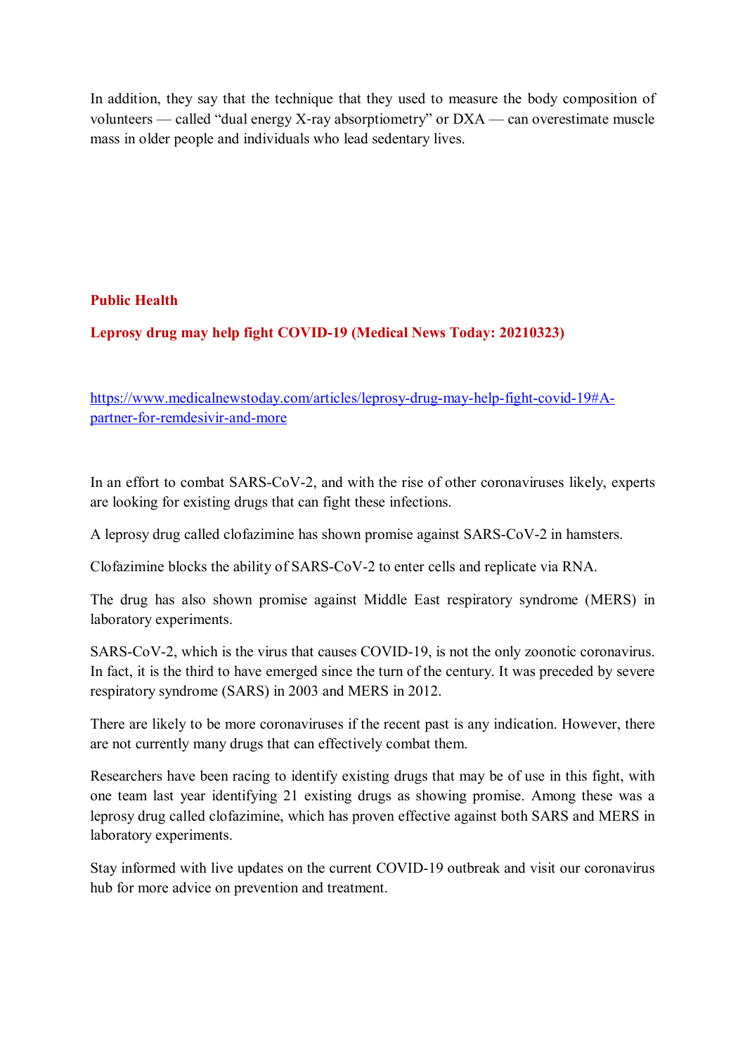In addition, they say that the technique that they used to measure the body composition of volunteers — called "dual energy X-ray absorptiometry" or DXA — can overestimate muscle mass in older people and individuals who lead sedentary lives.

**Public Health**

**Leprosy drug may help fight COVID-19 (Medical News Today: 20210323)**

https://www.medicalnewstoday.com/articles/leprosy-drug-may-help-fight-covid-19#A-partner-for-remdesivir-and-more

In an effort to combat SARS-CoV-2, and with the rise of other coronaviruses likely, experts are looking for existing drugs that can fight these infections.

A leprosy drug called clofazimine has shown promise against SARS-CoV-2 in hamsters.

Clofazimine blocks the ability of SARS-CoV-2 to enter cells and replicate via RNA.

The drug has also shown promise against Middle East respiratory syndrome (MERS) in laboratory experiments.

SARS-CoV-2, which is the virus that causes COVID-19, is not the only zoonotic coronavirus. In fact, it is the third to have emerged since the turn of the century. It was preceded by severe respiratory syndrome (SARS) in 2003 and MERS in 2012.

There are likely to be more coronaviruses if the recent past is any indication. However, there are not currently many drugs that can effectively combat them.

Researchers have been racing to identify existing drugs that may be of use in this fight, with one team last year identifying 21 existing drugs as showing promise. Among these was a leprosy drug called clofazimine, which has proven effective against both SARS and MERS in laboratory experiments.

Stay informed with live updates on the current COVID-19 outbreak and visit our coronavirus hub for more advice on prevention and treatment.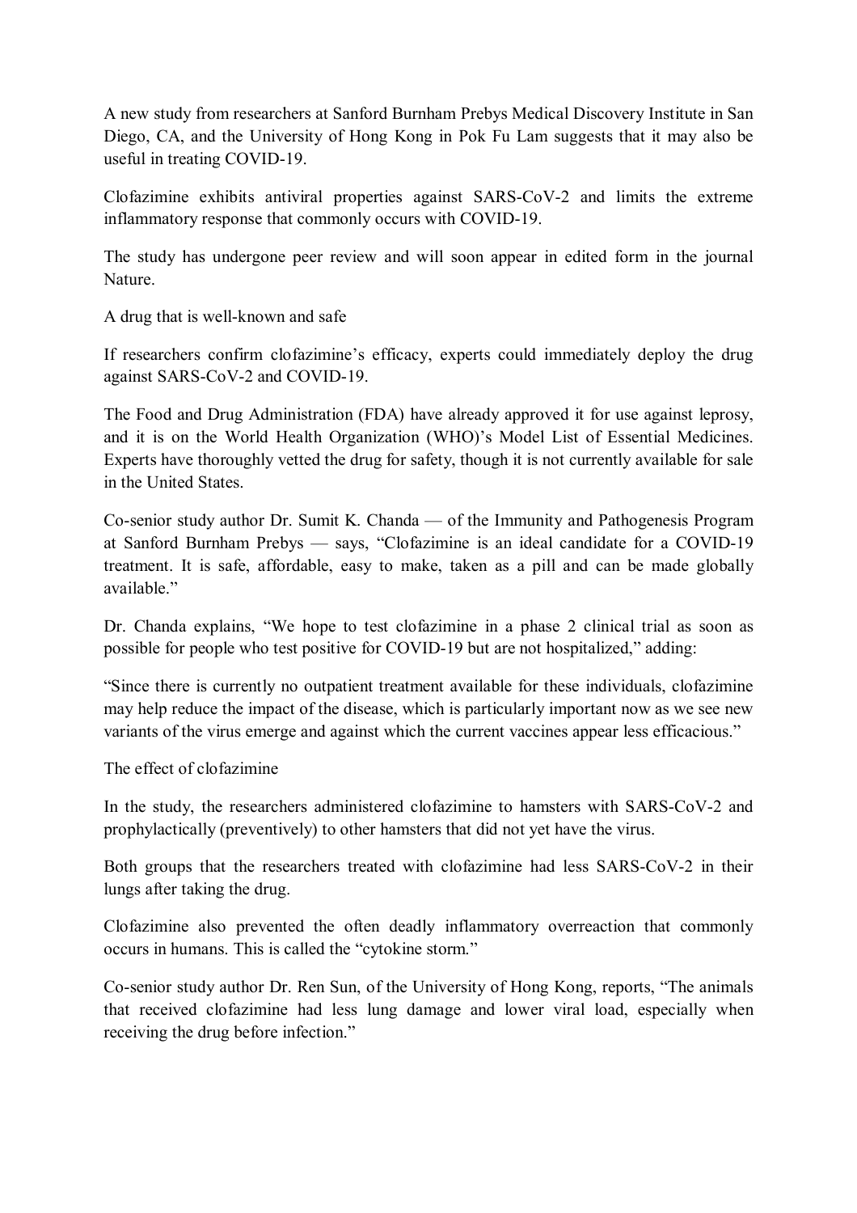A new study from researchers at Sanford Burnham Prebys Medical Discovery Institute in San Diego, CA, and the University of Hong Kong in Pok Fu Lam suggests that it may also be useful in treating COVID-19.

Clofazimine exhibits antiviral properties against SARS-CoV-2 and limits the extreme inflammatory response that commonly occurs with COVID-19.

The study has undergone peer review and will soon appear in edited form in the journal Nature.

## A drug that is well-known and safe

If researchers confirm clofazimine's efficacy, experts could immediately deploy the drug against SARS-CoV-2 and COVID-19.

The Food and Drug Administration (FDA) have already approved it for use against leprosy, and it is on the World Health Organization (WHO)'s Model List of Essential Medicines. Experts have thoroughly vetted the drug for safety, though it is not currently available for sale in the United States.

Co-senior study author Dr. Sumit K. Chanda — of the Immunity and Pathogenesis Program at Sanford Burnham Prebys — says, "Clofazimine is an ideal candidate for a COVID-19 treatment. It is safe, affordable, easy to make, taken as a pill and can be made globally available."

Dr. Chanda explains, "We hope to test clofazimine in a phase 2 clinical trial as soon as possible for people who test positive for COVID-19 but are not hospitalized," adding:

"Since there is currently no outpatient treatment available for these individuals, clofazimine may help reduce the impact of the disease, which is particularly important now as we see new variants of the virus emerge and against which the current vaccines appear less efficacious."

## The effect of clofazimine

In the study, the researchers administered clofazimine to hamsters with SARS-CoV-2 and prophylactically (preventively) to other hamsters that did not yet have the virus.

Both groups that the researchers treated with clofazimine had less SARS-CoV-2 in their lungs after taking the drug.

Clofazimine also prevented the often deadly inflammatory overreaction that commonly occurs in humans. This is called the "cytokine storm."

Co-senior study author Dr. Ren Sun, of the University of Hong Kong, reports, "The animals that received clofazimine had less lung damage and lower viral load, especially when receiving the drug before infection."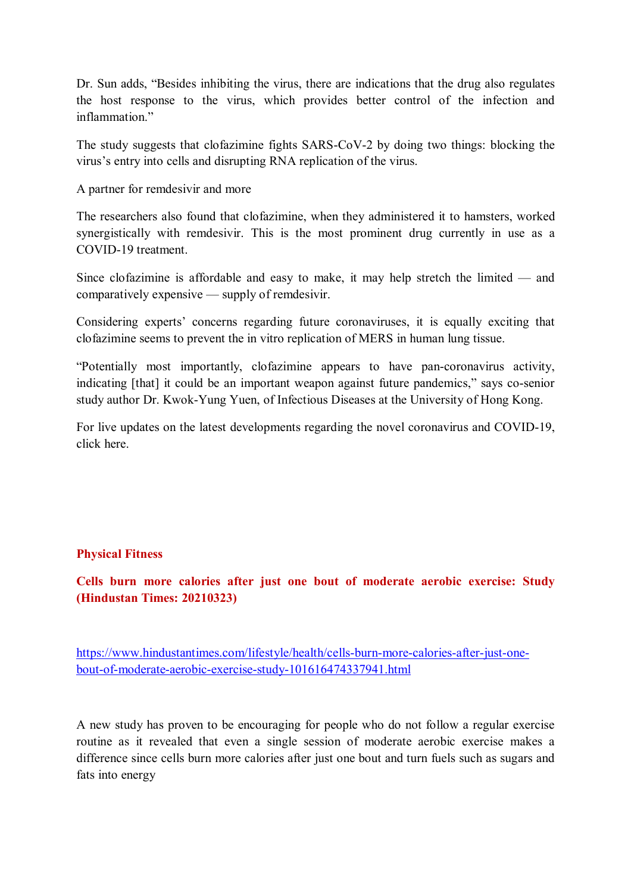Dr. Sun adds, "Besides inhibiting the virus, there are indications that the drug also regulates the host response to the virus, which provides better control of the infection and inflammation."

The study suggests that clofazimine fights SARS-CoV-2 by doing two things: blocking the virus's entry into cells and disrupting RNA replication of the virus.

A partner for remdesivir and more

The researchers also found that clofazimine, when they administered it to hamsters, worked synergistically with remdesivir. This is the most prominent drug currently in use as a COVID-19 treatment.

Since clofazimine is affordable and easy to make, it may help stretch the limited — and comparatively expensive — supply of remdesivir.

Considering experts' concerns regarding future coronaviruses, it is equally exciting that clofazimine seems to prevent the in vitro replication of MERS in human lung tissue.

"Potentially most importantly, clofazimine appears to have pan-coronavirus activity, indicating [that] it could be an important weapon against future pandemics," says co-senior study author Dr. Kwok-Yung Yuen, of Infectious Diseases at the University of Hong Kong.

For live updates on the latest developments regarding the novel coronavirus and COVID-19, click here.

## Physical Fitness

### Cells burn more calories after just one bout of moderate aerobic exercise: Study (Hindustan Times: 20210323)

https://www.hindustantimes.com/lifestyle/health/cells-burn-more-calories-after-just-one-bout-of-moderate-aerobic-exercise-study-101616474337941.html

A new study has proven to be encouraging for people who do not follow a regular exercise routine as it revealed that even a single session of moderate aerobic exercise makes a difference since cells burn more calories after just one bout and turn fuels such as sugars and fats into energy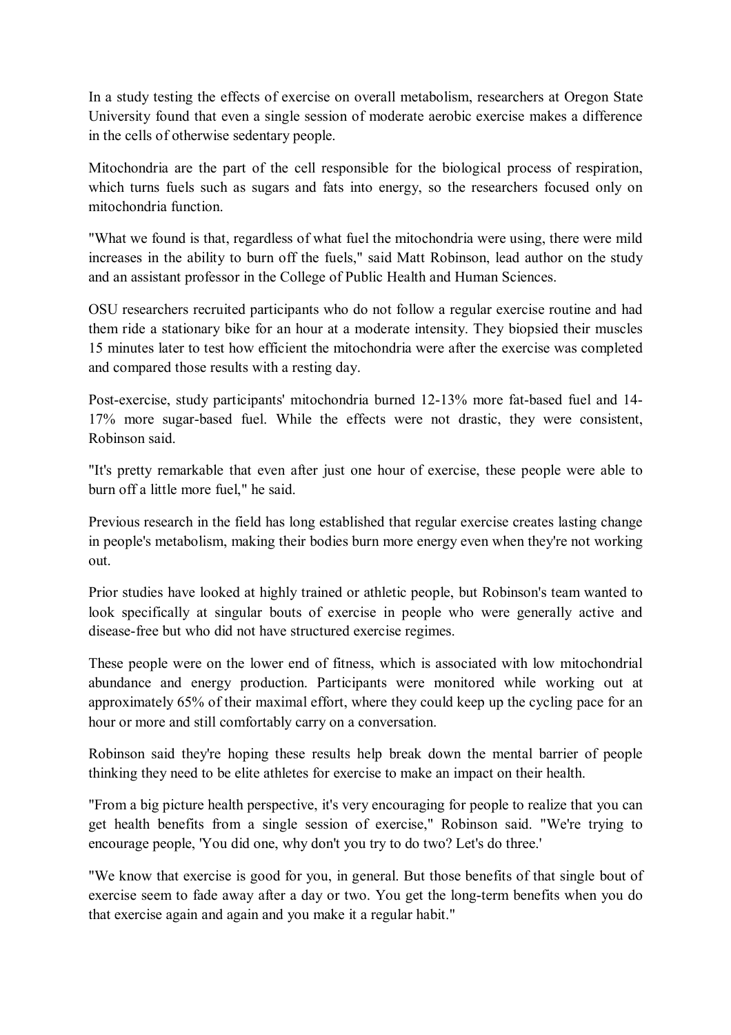In a study testing the effects of exercise on overall metabolism, researchers at Oregon State University found that even a single session of moderate aerobic exercise makes a difference in the cells of otherwise sedentary people.

Mitochondria are the part of the cell responsible for the biological process of respiration, which turns fuels such as sugars and fats into energy, so the researchers focused only on mitochondria function.

"What we found is that, regardless of what fuel the mitochondria were using, there were mild increases in the ability to burn off the fuels," said Matt Robinson, lead author on the study and an assistant professor in the College of Public Health and Human Sciences.

OSU researchers recruited participants who do not follow a regular exercise routine and had them ride a stationary bike for an hour at a moderate intensity. They biopsied their muscles 15 minutes later to test how efficient the mitochondria were after the exercise was completed and compared those results with a resting day.

Post-exercise, study participants' mitochondria burned 12-13% more fat-based fuel and 14-17% more sugar-based fuel. While the effects were not drastic, they were consistent, Robinson said.

"It's pretty remarkable that even after just one hour of exercise, these people were able to burn off a little more fuel," he said.

Previous research in the field has long established that regular exercise creates lasting change in people's metabolism, making their bodies burn more energy even when they're not working out.

Prior studies have looked at highly trained or athletic people, but Robinson's team wanted to look specifically at singular bouts of exercise in people who were generally active and disease-free but who did not have structured exercise regimes.

These people were on the lower end of fitness, which is associated with low mitochondrial abundance and energy production. Participants were monitored while working out at approximately 65% of their maximal effort, where they could keep up the cycling pace for an hour or more and still comfortably carry on a conversation.

Robinson said they're hoping these results help break down the mental barrier of people thinking they need to be elite athletes for exercise to make an impact on their health.

"From a big picture health perspective, it's very encouraging for people to realize that you can get health benefits from a single session of exercise," Robinson said. "We're trying to encourage people, 'You did one, why don't you try to do two? Let's do three.'

"We know that exercise is good for you, in general. But those benefits of that single bout of exercise seem to fade away after a day or two. You get the long-term benefits when you do that exercise again and again and you make it a regular habit."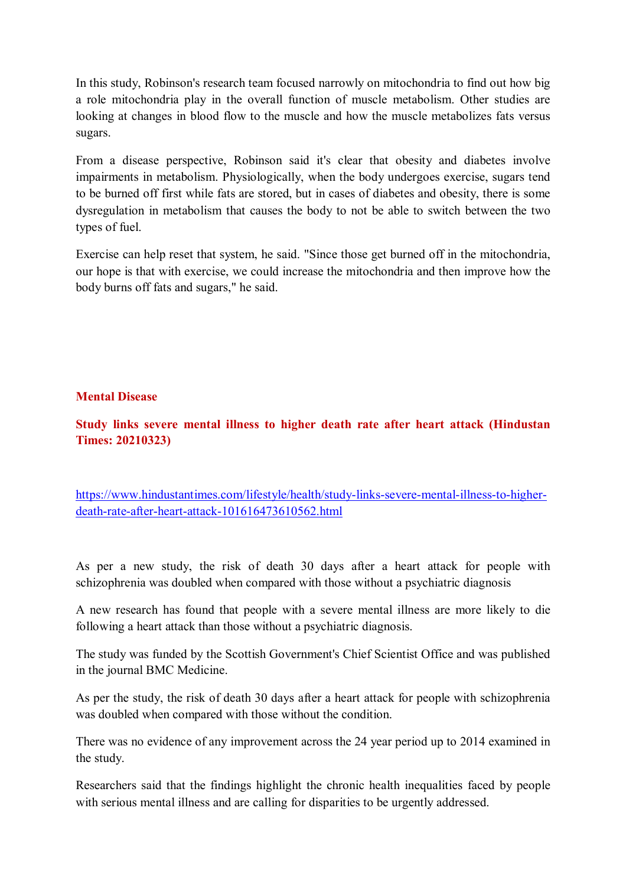In this study, Robinson's research team focused narrowly on mitochondria to find out how big a role mitochondria play in the overall function of muscle metabolism. Other studies are looking at changes in blood flow to the muscle and how the muscle metabolizes fats versus sugars.

From a disease perspective, Robinson said it's clear that obesity and diabetes involve impairments in metabolism. Physiologically, when the body undergoes exercise, sugars tend to be burned off first while fats are stored, but in cases of diabetes and obesity, there is some dysregulation in metabolism that causes the body to not be able to switch between the two types of fuel.

Exercise can help reset that system, he said. "Since those get burned off in the mitochondria, our hope is that with exercise, we could increase the mitochondria and then improve how the body burns off fats and sugars," he said.

## Mental Disease

### Study links severe mental illness to higher death rate after heart attack (Hindustan Times: 20210323)

https://www.hindustantimes.com/lifestyle/health/study-links-severe-mental-illness-to-higher-death-rate-after-heart-attack-101616473610562.html

As per a new study, the risk of death 30 days after a heart attack for people with schizophrenia was doubled when compared with those without a psychiatric diagnosis

A new research has found that people with a severe mental illness are more likely to die following a heart attack than those without a psychiatric diagnosis.

The study was funded by the Scottish Government's Chief Scientist Office and was published in the journal BMC Medicine.

As per the study, the risk of death 30 days after a heart attack for people with schizophrenia was doubled when compared with those without the condition.

There was no evidence of any improvement across the 24 year period up to 2014 examined in the study.

Researchers said that the findings highlight the chronic health inequalities faced by people with serious mental illness and are calling for disparities to be urgently addressed.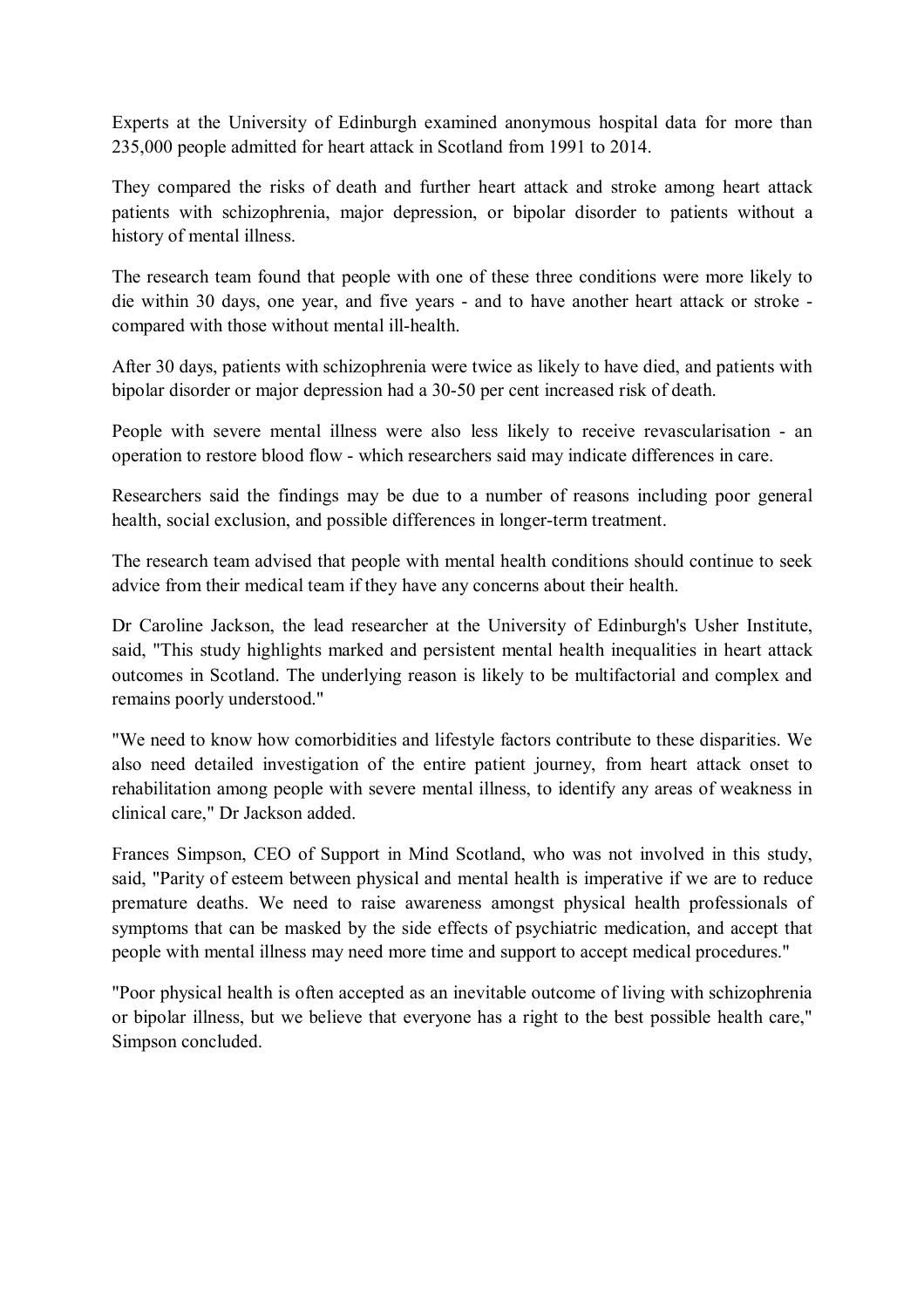Experts at the University of Edinburgh examined anonymous hospital data for more than 235,000 people admitted for heart attack in Scotland from 1991 to 2014.

They compared the risks of death and further heart attack and stroke among heart attack patients with schizophrenia, major depression, or bipolar disorder to patients without a history of mental illness.

The research team found that people with one of these three conditions were more likely to die within 30 days, one year, and five years - and to have another heart attack or stroke - compared with those without mental ill-health.

After 30 days, patients with schizophrenia were twice as likely to have died, and patients with bipolar disorder or major depression had a 30-50 per cent increased risk of death.

People with severe mental illness were also less likely to receive revascularisation - an operation to restore blood flow - which researchers said may indicate differences in care.

Researchers said the findings may be due to a number of reasons including poor general health, social exclusion, and possible differences in longer-term treatment.

The research team advised that people with mental health conditions should continue to seek advice from their medical team if they have any concerns about their health.

Dr Caroline Jackson, the lead researcher at the University of Edinburgh's Usher Institute, said, "This study highlights marked and persistent mental health inequalities in heart attack outcomes in Scotland. The underlying reason is likely to be multifactorial and complex and remains poorly understood."

"We need to know how comorbidities and lifestyle factors contribute to these disparities. We also need detailed investigation of the entire patient journey, from heart attack onset to rehabilitation among people with severe mental illness, to identify any areas of weakness in clinical care," Dr Jackson added.

Frances Simpson, CEO of Support in Mind Scotland, who was not involved in this study, said, "Parity of esteem between physical and mental health is imperative if we are to reduce premature deaths. We need to raise awareness amongst physical health professionals of symptoms that can be masked by the side effects of psychiatric medication, and accept that people with mental illness may need more time and support to accept medical procedures."

"Poor physical health is often accepted as an inevitable outcome of living with schizophrenia or bipolar illness, but we believe that everyone has a right to the best possible health care," Simpson concluded.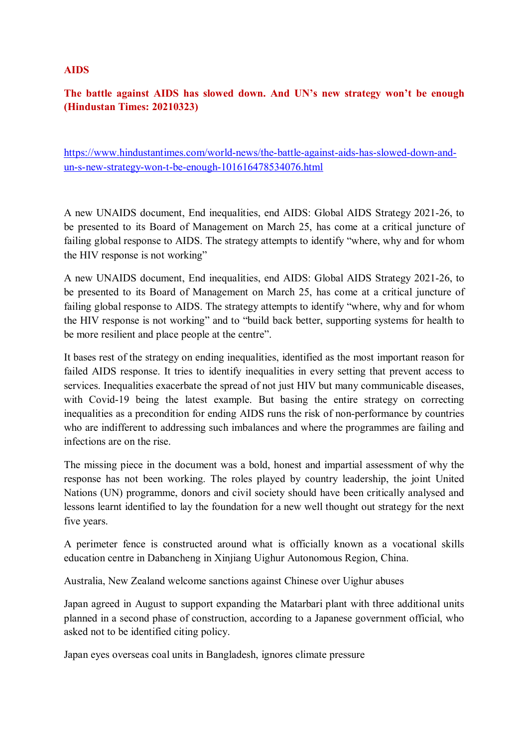**AIDS**

**The battle against AIDS has slowed down. And UN's new strategy won't be enough (Hindustan Times: 20210323)**

https://www.hindustantimes.com/world-news/the-battle-against-aids-has-slowed-down-and-un-s-new-strategy-won-t-be-enough-101616478534076.html

A new UNAIDS document, End inequalities, end AIDS: Global AIDS Strategy 2021-26, to be presented to its Board of Management on March 25, has come at a critical juncture of failing global response to AIDS. The strategy attempts to identify "where, why and for whom the HIV response is not working"

A new UNAIDS document, End inequalities, end AIDS: Global AIDS Strategy 2021-26, to be presented to its Board of Management on March 25, has come at a critical juncture of failing global response to AIDS. The strategy attempts to identify "where, why and for whom the HIV response is not working" and to "build back better, supporting systems for health to be more resilient and place people at the centre".

It bases rest of the strategy on ending inequalities, identified as the most important reason for failed AIDS response. It tries to identify inequalities in every setting that prevent access to services. Inequalities exacerbate the spread of not just HIV but many communicable diseases, with Covid-19 being the latest example. But basing the entire strategy on correcting inequalities as a precondition for ending AIDS runs the risk of non-performance by countries who are indifferent to addressing such imbalances and where the programmes are failing and infections are on the rise.

The missing piece in the document was a bold, honest and impartial assessment of why the response has not been working. The roles played by country leadership, the joint United Nations (UN) programme, donors and civil society should have been critically analysed and lessons learnt identified to lay the foundation for a new well thought out strategy for the next five years.

A perimeter fence is constructed around what is officially known as a vocational skills education centre in Dabancheng in Xinjiang Uighur Autonomous Region, China.

Australia, New Zealand welcome sanctions against Chinese over Uighur abuses

Japan agreed in August to support expanding the Matarbari plant with three additional units planned in a second phase of construction, according to a Japanese government official, who asked not to be identified citing policy.

Japan eyes overseas coal units in Bangladesh, ignores climate pressure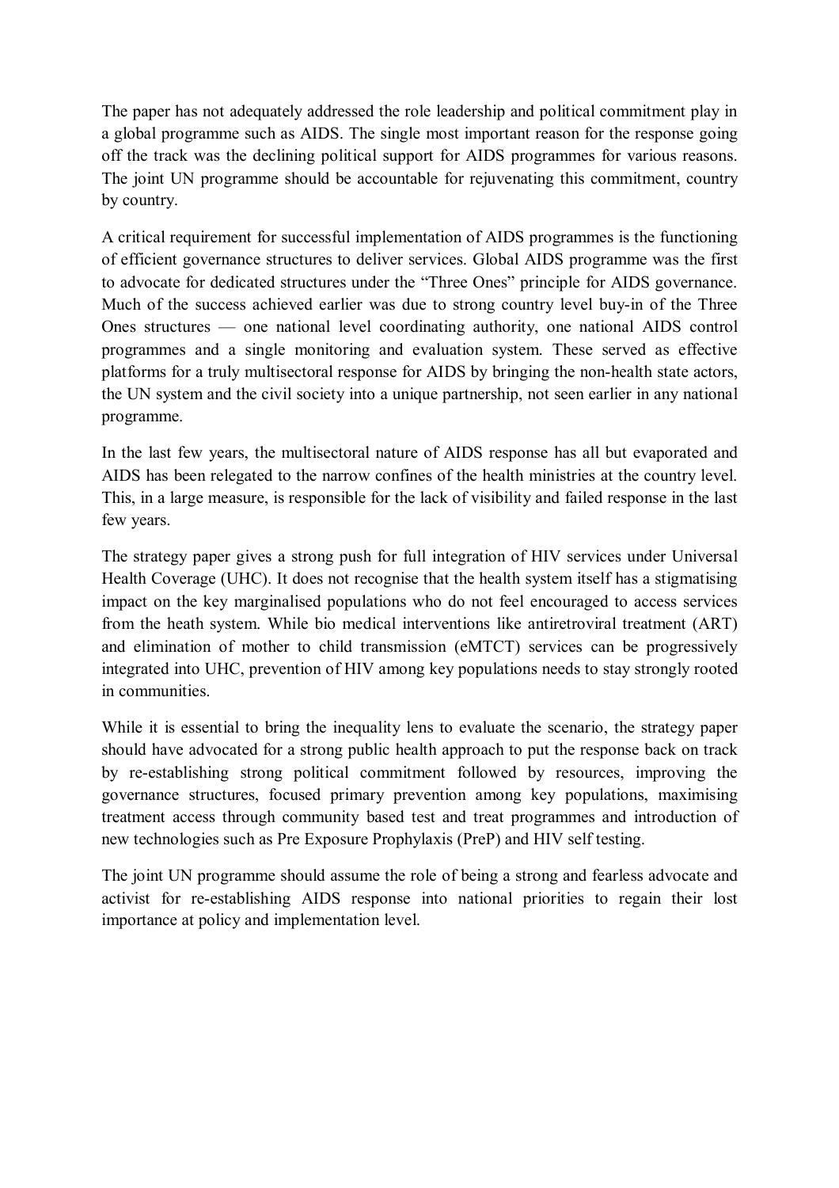The paper has not adequately addressed the role leadership and political commitment play in a global programme such as AIDS. The single most important reason for the response going off the track was the declining political support for AIDS programmes for various reasons. The joint UN programme should be accountable for rejuvenating this commitment, country by country.

A critical requirement for successful implementation of AIDS programmes is the functioning of efficient governance structures to deliver services. Global AIDS programme was the first to advocate for dedicated structures under the "Three Ones" principle for AIDS governance. Much of the success achieved earlier was due to strong country level buy-in of the Three Ones structures — one national level coordinating authority, one national AIDS control programmes and a single monitoring and evaluation system. These served as effective platforms for a truly multisectoral response for AIDS by bringing the non-health state actors, the UN system and the civil society into a unique partnership, not seen earlier in any national programme.

In the last few years, the multisectoral nature of AIDS response has all but evaporated and AIDS has been relegated to the narrow confines of the health ministries at the country level. This, in a large measure, is responsible for the lack of visibility and failed response in the last few years.

The strategy paper gives a strong push for full integration of HIV services under Universal Health Coverage (UHC). It does not recognise that the health system itself has a stigmatising impact on the key marginalised populations who do not feel encouraged to access services from the heath system. While bio medical interventions like antiretroviral treatment (ART) and elimination of mother to child transmission (eMTCT) services can be progressively integrated into UHC, prevention of HIV among key populations needs to stay strongly rooted in communities.

While it is essential to bring the inequality lens to evaluate the scenario, the strategy paper should have advocated for a strong public health approach to put the response back on track by re-establishing strong political commitment followed by resources, improving the governance structures, focused primary prevention among key populations, maximising treatment access through community based test and treat programmes and introduction of new technologies such as Pre Exposure Prophylaxis (PreP) and HIV self testing.

The joint UN programme should assume the role of being a strong and fearless advocate and activist for re-establishing AIDS response into national priorities to regain their lost importance at policy and implementation level.